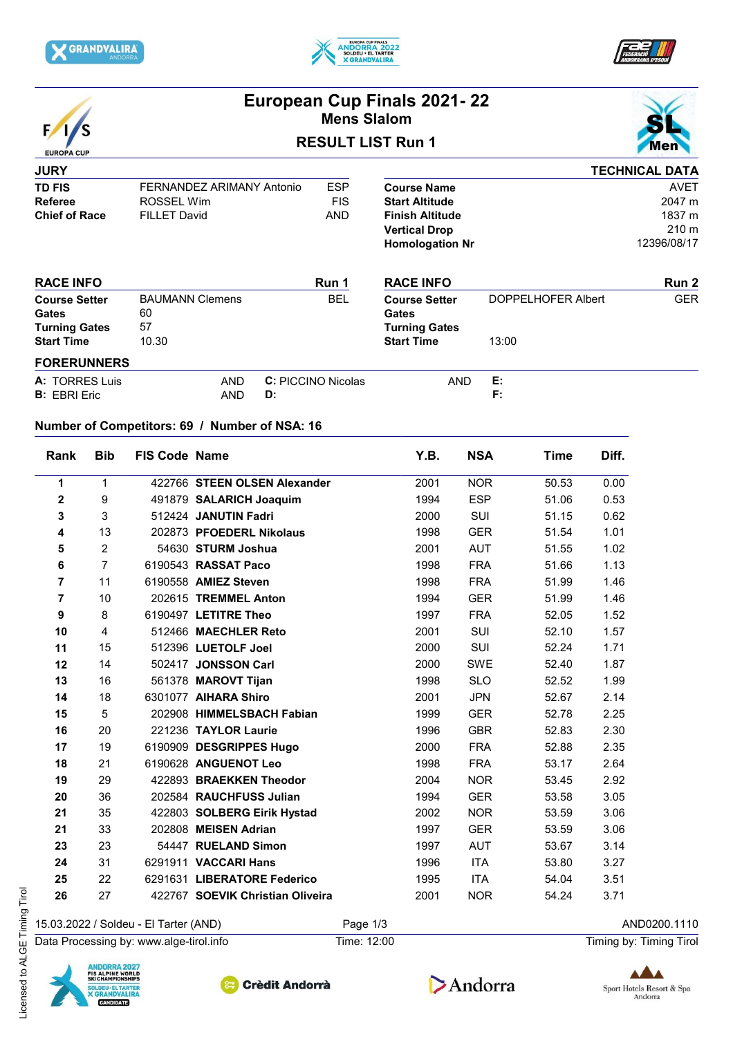# European Cup Finals 2021- 22

## Mens Slalom

### RESULT LIST Run 1

| JURY | | |
|---|---|---|
| **TD FIS** | FERNANDEZ ARIMANY Antonio | ESP |
| **Referee** | ROSSEL Wim | FIS |
| **Chief of Race** | FILLET David | AND |

| TECHNICAL DATA | |
|---|---|
| **Course Name** | AVET |
| **Start Altitude** | 2047 m |
| **Finish Altitude** | 1837 m |
| **Vertical Drop** | 210 m |
| **Homologation Nr** | 12396/08/17 |

| RACE INFO | | Run 1 |
|---|---|---|
| **Course Setter** | BAUMANN Clemens | BEL |
| **Gates** | 60 | |
| **Turning Gates** | 57 | |
| **Start Time** | 10.30 | |

| RACE INFO | | Run 2 |
|---|---|---|
| **Course Setter** | DOPPELHOFER Albert | GER |
| **Gates** | | |
| **Turning Gates** | | |
| **Start Time** | 13:00 | |

**FORERUNNERS**

| | | | | | |
|---|---|---|---|---|---|
| **A:** TORRES Luis | AND | **C:** PICCINO Nicolas | AND | **E:** | |
| **B:** EBRI Eric | AND | **D:** | | **F:** | |

**Number of Competitors: 69 / Number of NSA: 16**

| Rank | Bib | FIS Code | Name | Y.B. | NSA | Time | Diff. |
|---|---|---|---|---|---|---|---|
| 1 | 1 | 422766 | **STEEN OLSEN Alexander** | 2001 | NOR | 50.53 | 0.00 |
| 2 | 9 | 491879 | **SALARICH Joaquim** | 1994 | ESP | 51.06 | 0.53 |
| 3 | 3 | 512424 | **JANUTIN Fadri** | 2000 | SUI | 51.15 | 0.62 |
| 4 | 13 | 202873 | **PFOEDERL Nikolaus** | 1998 | GER | 51.54 | 1.01 |
| 5 | 2 | 54630 | **STURM Joshua** | 2001 | AUT | 51.55 | 1.02 |
| 6 | 7 | 6190543 | **RASSAT Paco** | 1998 | FRA | 51.66 | 1.13 |
| 7 | 11 | 6190558 | **AMIEZ Steven** | 1998 | FRA | 51.99 | 1.46 |
| 7 | 10 | 202615 | **TREMMEL Anton** | 1994 | GER | 51.99 | 1.46 |
| 9 | 8 | 6190497 | **LETITRE Theo** | 1997 | FRA | 52.05 | 1.52 |
| 10 | 4 | 512466 | **MAECHLER Reto** | 2001 | SUI | 52.10 | 1.57 |
| 11 | 15 | 512396 | **LUETOLF Joel** | 2000 | SUI | 52.24 | 1.71 |
| 12 | 14 | 502417 | **JONSSON Carl** | 2000 | SWE | 52.40 | 1.87 |
| 13 | 16 | 561378 | **MAROVT Tijan** | 1998 | SLO | 52.52 | 1.99 |
| 14 | 18 | 6301077 | **AIHARA Shiro** | 2001 | JPN | 52.67 | 2.14 |
| 15 | 5 | 202908 | **HIMMELSBACH Fabian** | 1999 | GER | 52.78 | 2.25 |
| 16 | 20 | 221236 | **TAYLOR Laurie** | 1996 | GBR | 52.83 | 2.30 |
| 17 | 19 | 6190909 | **DESGRIPPES Hugo** | 2000 | FRA | 52.88 | 2.35 |
| 18 | 21 | 6190628 | **ANGUENOT Leo** | 1998 | FRA | 53.17 | 2.64 |
| 19 | 29 | 422893 | **BRAEKKEN Theodor** | 2004 | NOR | 53.45 | 2.92 |
| 20 | 36 | 202584 | **RAUCHFUSS Julian** | 1994 | GER | 53.58 | 3.05 |
| 21 | 35 | 422803 | **SOLBERG Eirik Hystad** | 2002 | NOR | 53.59 | 3.06 |
| 21 | 33 | 202808 | **MEISEN Adrian** | 1997 | GER | 53.59 | 3.06 |
| 23 | 23 | 54447 | **RUELAND Simon** | 1997 | AUT | 53.67 | 3.14 |
| 24 | 31 | 6291911 | **VACCARI Hans** | 1996 | ITA | 53.80 | 3.27 |
| 25 | 22 | 6291631 | **LIBERATORE Federico** | 1995 | ITA | 54.04 | 3.51 |
| 26 | 27 | 422767 | **SOEVIK Christian Oliveira** | 2001 | NOR | 54.24 | 3.71 |

15.03.2022 / Soldeu - El Tarter (AND) — AND0200.1110

Data Processing by: www.alge-tirol.info — Time: 12:00 — Timing by: Timing Tirol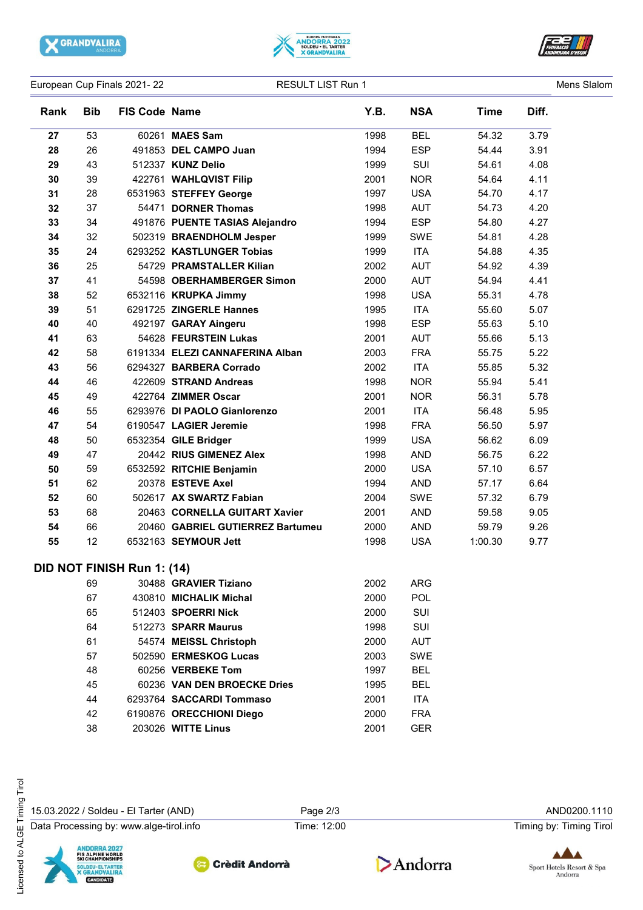European Cup Finals 2021- 22 | RESULT LIST Run 1 | Mens Slalom

| Rank | Bib | FIS Code | Name | Y.B. | NSA | Time | Diff. |
|---|---|---|---|---|---|---|---|
| **27** | 53 | 60261 | **MAES Sam** | 1998 | BEL | 54.32 | 3.79 |
| **28** | 26 | 491853 | **DEL CAMPO Juan** | 1994 | ESP | 54.44 | 3.91 |
| **29** | 43 | 512337 | **KUNZ Delio** | 1999 | SUI | 54.61 | 4.08 |
| **30** | 39 | 422761 | **WAHLQVIST Filip** | 2001 | NOR | 54.64 | 4.11 |
| **31** | 28 | 6531963 | **STEFFEY George** | 1997 | USA | 54.70 | 4.17 |
| **32** | 37 | 54471 | **DORNER Thomas** | 1998 | AUT | 54.73 | 4.20 |
| **33** | 34 | 491876 | **PUENTE TASIAS Alejandro** | 1994 | ESP | 54.80 | 4.27 |
| **34** | 32 | 502319 | **BRAENDHOLM Jesper** | 1999 | SWE | 54.81 | 4.28 |
| **35** | 24 | 6293252 | **KASTLUNGER Tobias** | 1999 | ITA | 54.88 | 4.35 |
| **36** | 25 | 54729 | **PRAMSTALLER Kilian** | 2002 | AUT | 54.92 | 4.39 |
| **37** | 41 | 54598 | **OBERHAMBERGER Simon** | 2000 | AUT | 54.94 | 4.41 |
| **38** | 52 | 6532116 | **KRUPKA Jimmy** | 1998 | USA | 55.31 | 4.78 |
| **39** | 51 | 6291725 | **ZINGERLE Hannes** | 1995 | ITA | 55.60 | 5.07 |
| **40** | 40 | 492197 | **GARAY Aingeru** | 1998 | ESP | 55.63 | 5.10 |
| **41** | 63 | 54628 | **FEURSTEIN Lukas** | 2001 | AUT | 55.66 | 5.13 |
| **42** | 58 | 6191334 | **ELEZI CANNAFERINA Alban** | 2003 | FRA | 55.75 | 5.22 |
| **43** | 56 | 6294327 | **BARBERA Corrado** | 2002 | ITA | 55.85 | 5.32 |
| **44** | 46 | 422609 | **STRAND Andreas** | 1998 | NOR | 55.94 | 5.41 |
| **45** | 49 | 422764 | **ZIMMER Oscar** | 2001 | NOR | 56.31 | 5.78 |
| **46** | 55 | 6293976 | **DI PAOLO Gianlorenzo** | 2001 | ITA | 56.48 | 5.95 |
| **47** | 54 | 6190547 | **LAGIER Jeremie** | 1998 | FRA | 56.50 | 5.97 |
| **48** | 50 | 6532354 | **GILE Bridger** | 1999 | USA | 56.62 | 6.09 |
| **49** | 47 | 20442 | **RIUS GIMENEZ Alex** | 1998 | AND | 56.75 | 6.22 |
| **50** | 59 | 6532592 | **RITCHIE Benjamin** | 2000 | USA | 57.10 | 6.57 |
| **51** | 62 | 20378 | **ESTEVE Axel** | 1994 | AND | 57.17 | 6.64 |
| **52** | 60 | 502617 | **AX SWARTZ Fabian** | 2004 | SWE | 57.32 | 6.79 |
| **53** | 68 | 20463 | **CORNELLA GUITART Xavier** | 2001 | AND | 59.58 | 9.05 |
| **54** | 66 | 20460 | **GABRIEL GUTIERREZ Bartumeu** | 2000 | AND | 59.79 | 9.26 |
| **55** | 12 | 6532163 | **SEYMOUR Jett** | 1998 | USA | 1:00.30 | 9.77 |

## DID NOT FINISH Run 1: (14)

| Bib | FIS Code | Name | Y.B. | NSA |
|---|---|---|---|---|
| 69 | 30488 | **GRAVIER Tiziano** | 2002 | ARG |
| 67 | 430810 | **MICHALIK Michal** | 2000 | POL |
| 65 | 512403 | **SPOERRI Nick** | 2000 | SUI |
| 64 | 512273 | **SPARR Maurus** | 1998 | SUI |
| 61 | 54574 | **MEISSL Christoph** | 2000 | AUT |
| 57 | 502590 | **ERMESKOG Lucas** | 2003 | SWE |
| 48 | 60256 | **VERBEKE Tom** | 1997 | BEL |
| 45 | 60236 | **VAN DEN BROECKE Dries** | 1995 | BEL |
| 44 | 6293764 | **SACCARDI Tommaso** | 2001 | ITA |
| 42 | 6190876 | **ORECCHIONI Diego** | 2000 | FRA |
| 38 | 203026 | **WITTE Linus** | 2001 | GER |

15.03.2022 / Soldeu - El Tarter (AND) | Time: 12:00 | AND0200.1110

Data Processing by: www.alge-tirol.info | Timing by: Timing Tirol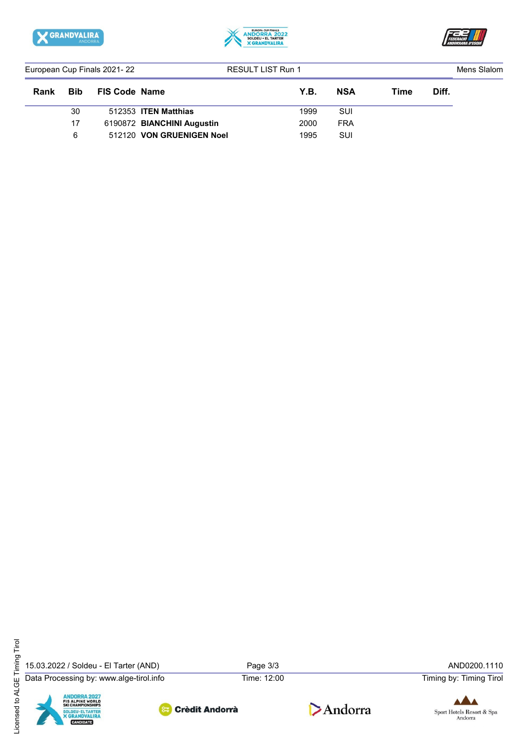European Cup Finals 2021- 22 | RESULT LIST Run 1 | Mens Slalom

| Rank | Bib | FIS Code | Name | Y.B. | NSA | Time | Diff. |
|---|---|---|---|---|---|---|---|
| | 30 | 512353 | **ITEN Matthias** | 1999 | SUI | | |
| | 17 | 6190872 | **BIANCHINI Augustin** | 2000 | FRA | | |
| | 6 | 512120 | **VON GRUENIGEN Noel** | 1995 | SUI | | |

15.03.2022 / Soldeu - El Tarter (AND)

AND0200.1110

Data Processing by: www.alge-tirol.info

Time: 12:00

Timing by: Timing Tirol

Licensed to ALGE Timing Tirol